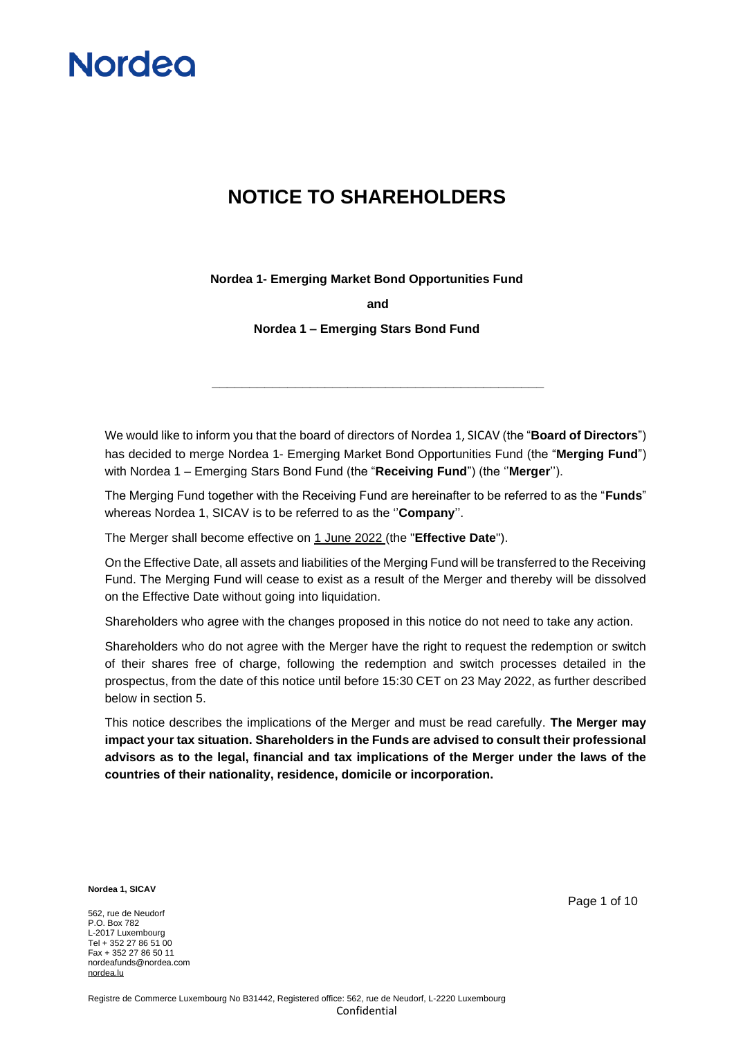# NOTICE TO SHAREHOLDERS

**Nordea 1- Emerging Market Bond Opportunities Fund**

**and**

**Nordea 1 – Emerging Stars Bond Fund**

---

We would like to inform you that the board of directors of Nordea 1, SICAV (the "**Board of Directors**") has decided to merge Nordea 1- Emerging Market Bond Opportunities Fund (the "**Merging Fund**") with Nordea 1 – Emerging Stars Bond Fund (the "**Receiving Fund**") (the ''**Merger**'').

The Merging Fund together with the Receiving Fund are hereinafter to be referred to as the "**Funds**" whereas Nordea 1, SICAV is to be referred to as the ''**Company**''.

The Merger shall become effective on 1 June 2022 (the "**Effective Date**").

On the Effective Date, all assets and liabilities of the Merging Fund will be transferred to the Receiving Fund. The Merging Fund will cease to exist as a result of the Merger and thereby will be dissolved on the Effective Date without going into liquidation.

Shareholders who agree with the changes proposed in this notice do not need to take any action.

Shareholders who do not agree with the Merger have the right to request the redemption or switch of their shares free of charge, following the redemption and switch processes detailed in the prospectus, from the date of this notice until before 15:30 CET on 23 May 2022, as further described below in section 5.

This notice describes the implications of the Merger and must be read carefully. **The Merger may impact your tax situation. Shareholders in the Funds are advised to consult their professional advisors as to the legal, financial and tax implications of the Merger under the laws of the countries of their nationality, residence, domicile or incorporation.**

**Nordea 1, SICAV**

562, rue de Neudorf
P.O. Box 782
L-2017 Luxembourg
Tel + 352 27 86 51 00
Fax + 352 27 86 50 11
nordeafunds@nordea.com
nordea.lu

Registre de Commerce Luxembourg No B31442, Registered office: 562, rue de Neudorf, L-2220 Luxembourg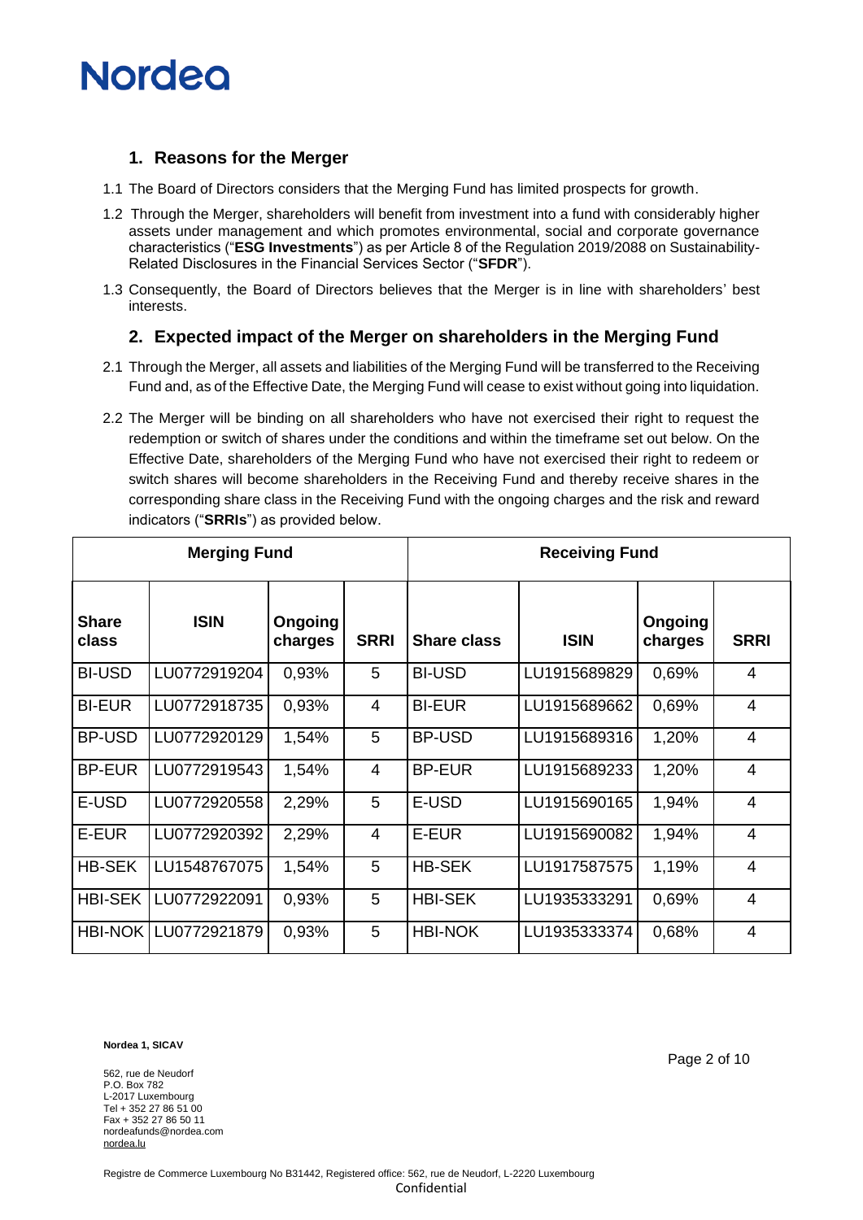## 1. Reasons for the Merger

1.1 The Board of Directors considers that the Merging Fund has limited prospects for growth.

1.2 Through the Merger, shareholders will benefit from investment into a fund with considerably higher assets under management and which promotes environmental, social and corporate governance characteristics ("**ESG Investments**") as per Article 8 of the Regulation 2019/2088 on Sustainability-Related Disclosures in the Financial Services Sector ("**SFDR**").

1.3 Consequently, the Board of Directors believes that the Merger is in line with shareholders' best interests.

## 2. Expected impact of the Merger on shareholders in the Merging Fund

2.1 Through the Merger, all assets and liabilities of the Merging Fund will be transferred to the Receiving Fund and, as of the Effective Date, the Merging Fund will cease to exist without going into liquidation.

2.2 The Merger will be binding on all shareholders who have not exercised their right to request the redemption or switch of shares under the conditions and within the timeframe set out below. On the Effective Date, shareholders of the Merging Fund who have not exercised their right to redeem or switch shares will become shareholders in the Receiving Fund and thereby receive shares in the corresponding share class in the Receiving Fund with the ongoing charges and the risk and reward indicators ("**SRRIs**") as provided below.

| **Merging Fund** | | | | **Receiving Fund** | | | |
|---|---|---|---|---|---|---|---|
| **Share class** | **ISIN** | **Ongoing charges** | **SRRI** | **Share class** | **ISIN** | **Ongoing charges** | **SRRI** |
| BI-USD | LU0772919204 | 0,93% | 5 | BI-USD | LU1915689829 | 0,69% | 4 |
| BI-EUR | LU0772918735 | 0,93% | 4 | BI-EUR | LU1915689662 | 0,69% | 4 |
| BP-USD | LU0772920129 | 1,54% | 5 | BP-USD | LU1915689316 | 1,20% | 4 |
| BP-EUR | LU0772919543 | 1,54% | 4 | BP-EUR | LU1915689233 | 1,20% | 4 |
| E-USD | LU0772920558 | 2,29% | 5 | E-USD | LU1915690165 | 1,94% | 4 |
| E-EUR | LU0772920392 | 2,29% | 4 | E-EUR | LU1915690082 | 1,94% | 4 |
| HB-SEK | LU1548767075 | 1,54% | 5 | HB-SEK | LU1917587575 | 1,19% | 4 |
| HBI-SEK | LU0772922091 | 0,93% | 5 | HBI-SEK | LU1935333291 | 0,69% | 4 |
| HBI-NOK | LU0772921879 | 0,93% | 5 | HBI-NOK | LU1935333374 | 0,68% | 4 |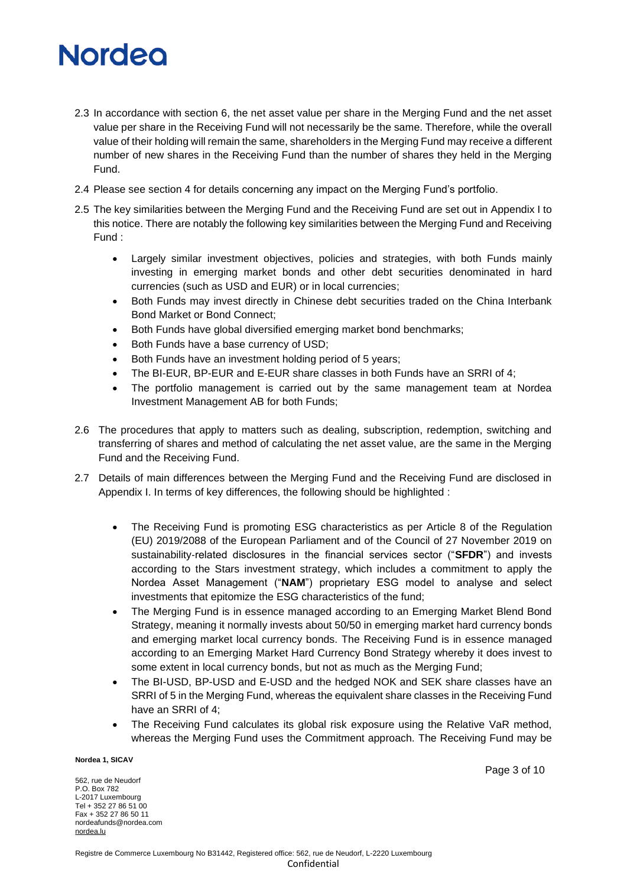2.3 In accordance with section 6, the net asset value per share in the Merging Fund and the net asset value per share in the Receiving Fund will not necessarily be the same. Therefore, while the overall value of their holding will remain the same, shareholders in the Merging Fund may receive a different number of new shares in the Receiving Fund than the number of shares they held in the Merging Fund.

2.4 Please see section 4 for details concerning any impact on the Merging Fund's portfolio.

2.5 The key similarities between the Merging Fund and the Receiving Fund are set out in Appendix I to this notice. There are notably the following key similarities between the Merging Fund and Receiving Fund :

- Largely similar investment objectives, policies and strategies, with both Funds mainly investing in emerging market bonds and other debt securities denominated in hard currencies (such as USD and EUR) or in local currencies;
- Both Funds may invest directly in Chinese debt securities traded on the China Interbank Bond Market or Bond Connect;
- Both Funds have global diversified emerging market bond benchmarks;
- Both Funds have a base currency of USD;
- Both Funds have an investment holding period of 5 years;
- The BI-EUR, BP-EUR and E-EUR share classes in both Funds have an SRRI of 4;
- The portfolio management is carried out by the same management team at Nordea Investment Management AB for both Funds;

2.6 The procedures that apply to matters such as dealing, subscription, redemption, switching and transferring of shares and method of calculating the net asset value, are the same in the Merging Fund and the Receiving Fund.

2.7 Details of main differences between the Merging Fund and the Receiving Fund are disclosed in Appendix I. In terms of key differences, the following should be highlighted :

- The Receiving Fund is promoting ESG characteristics as per Article 8 of the Regulation (EU) 2019/2088 of the European Parliament and of the Council of 27 November 2019 on sustainability-related disclosures in the financial services sector ("**SFDR**") and invests according to the Stars investment strategy, which includes a commitment to apply the Nordea Asset Management ("**NAM**") proprietary ESG model to analyse and select investments that epitomize the ESG characteristics of the fund;
- The Merging Fund is in essence managed according to an Emerging Market Blend Bond Strategy, meaning it normally invests about 50/50 in emerging market hard currency bonds and emerging market local currency bonds. The Receiving Fund is in essence managed according to an Emerging Market Hard Currency Bond Strategy whereby it does invest to some extent in local currency bonds, but not as much as the Merging Fund;
- The BI-USD, BP-USD and E-USD and the hedged NOK and SEK share classes have an SRRI of 5 in the Merging Fund, whereas the equivalent share classes in the Receiving Fund have an SRRI of 4;
- The Receiving Fund calculates its global risk exposure using the Relative VaR method, whereas the Merging Fund uses the Commitment approach. The Receiving Fund may be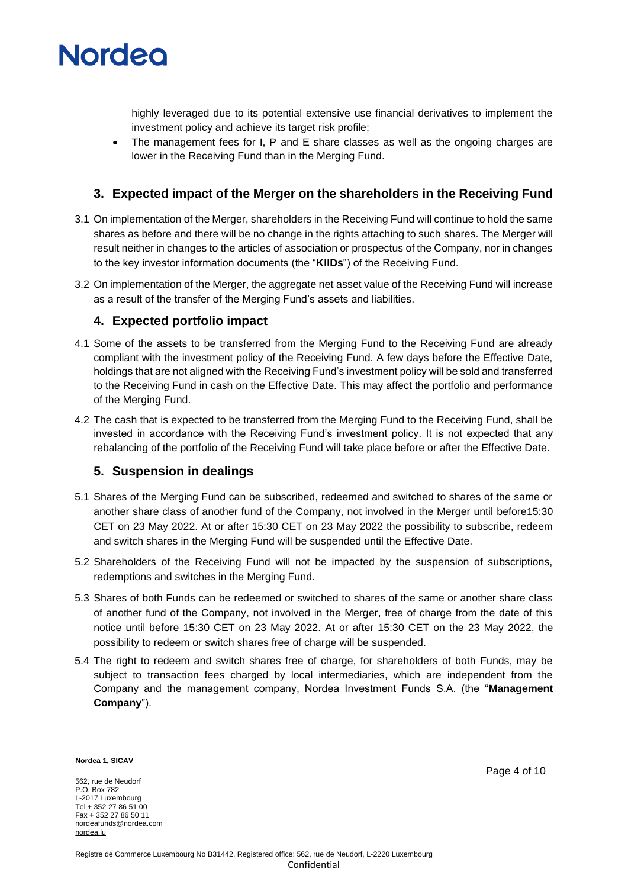highly leveraged due to its potential extensive use financial derivatives to implement the investment policy and achieve its target risk profile;

- The management fees for I, P and E share classes as well as the ongoing charges are lower in the Receiving Fund than in the Merging Fund.

## 3. Expected impact of the Merger on the shareholders in the Receiving Fund

3.1 On implementation of the Merger, shareholders in the Receiving Fund will continue to hold the same shares as before and there will be no change in the rights attaching to such shares. The Merger will result neither in changes to the articles of association or prospectus of the Company, nor in changes to the key investor information documents (the "**KIIDs**") of the Receiving Fund.

3.2 On implementation of the Merger, the aggregate net asset value of the Receiving Fund will increase as a result of the transfer of the Merging Fund's assets and liabilities.

## 4. Expected portfolio impact

4.1 Some of the assets to be transferred from the Merging Fund to the Receiving Fund are already compliant with the investment policy of the Receiving Fund. A few days before the Effective Date, holdings that are not aligned with the Receiving Fund's investment policy will be sold and transferred to the Receiving Fund in cash on the Effective Date. This may affect the portfolio and performance of the Merging Fund.

4.2 The cash that is expected to be transferred from the Merging Fund to the Receiving Fund, shall be invested in accordance with the Receiving Fund's investment policy. It is not expected that any rebalancing of the portfolio of the Receiving Fund will take place before or after the Effective Date.

## 5. Suspension in dealings

5.1 Shares of the Merging Fund can be subscribed, redeemed and switched to shares of the same or another share class of another fund of the Company, not involved in the Merger until before15:30 CET on 23 May 2022. At or after 15:30 CET on 23 May 2022 the possibility to subscribe, redeem and switch shares in the Merging Fund will be suspended until the Effective Date.

5.2 Shareholders of the Receiving Fund will not be impacted by the suspension of subscriptions, redemptions and switches in the Merging Fund.

5.3 Shares of both Funds can be redeemed or switched to shares of the same or another share class of another fund of the Company, not involved in the Merger, free of charge from the date of this notice until before 15:30 CET on 23 May 2022. At or after 15:30 CET on the 23 May 2022, the possibility to redeem or switch shares free of charge will be suspended.

5.4 The right to redeem and switch shares free of charge, for shareholders of both Funds, may be subject to transaction fees charged by local intermediaries, which are independent from the Company and the management company, Nordea Investment Funds S.A. (the "**Management Company**").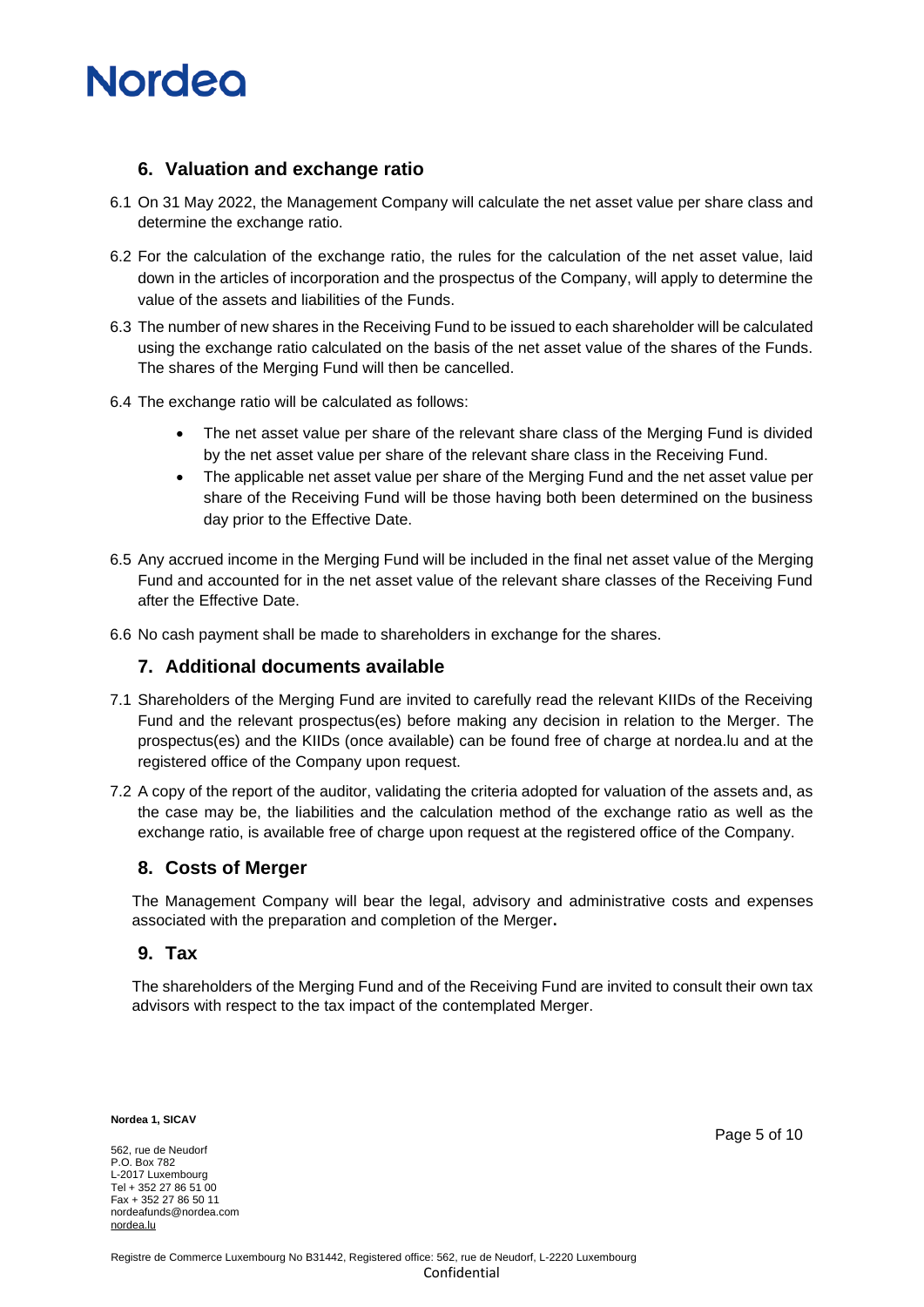## 6. Valuation and exchange ratio

6.1 On 31 May 2022, the Management Company will calculate the net asset value per share class and determine the exchange ratio.

6.2 For the calculation of the exchange ratio, the rules for the calculation of the net asset value, laid down in the articles of incorporation and the prospectus of the Company, will apply to determine the value of the assets and liabilities of the Funds.

6.3 The number of new shares in the Receiving Fund to be issued to each shareholder will be calculated using the exchange ratio calculated on the basis of the net asset value of the shares of the Funds. The shares of the Merging Fund will then be cancelled.

6.4 The exchange ratio will be calculated as follows:

- The net asset value per share of the relevant share class of the Merging Fund is divided by the net asset value per share of the relevant share class in the Receiving Fund.
- The applicable net asset value per share of the Merging Fund and the net asset value per share of the Receiving Fund will be those having both been determined on the business day prior to the Effective Date.

6.5 Any accrued income in the Merging Fund will be included in the final net asset value of the Merging Fund and accounted for in the net asset value of the relevant share classes of the Receiving Fund after the Effective Date.

6.6 No cash payment shall be made to shareholders in exchange for the shares.

## 7. Additional documents available

7.1 Shareholders of the Merging Fund are invited to carefully read the relevant KIIDs of the Receiving Fund and the relevant prospectus(es) before making any decision in relation to the Merger. The prospectus(es) and the KIIDs (once available) can be found free of charge at nordea.lu and at the registered office of the Company upon request.

7.2 A copy of the report of the auditor, validating the criteria adopted for valuation of the assets and, as the case may be, the liabilities and the calculation method of the exchange ratio as well as the exchange ratio, is available free of charge upon request at the registered office of the Company.

## 8. Costs of Merger

The Management Company will bear the legal, advisory and administrative costs and expenses associated with the preparation and completion of the Merger**.**

## 9. Tax

The shareholders of the Merging Fund and of the Receiving Fund are invited to consult their own tax advisors with respect to the tax impact of the contemplated Merger.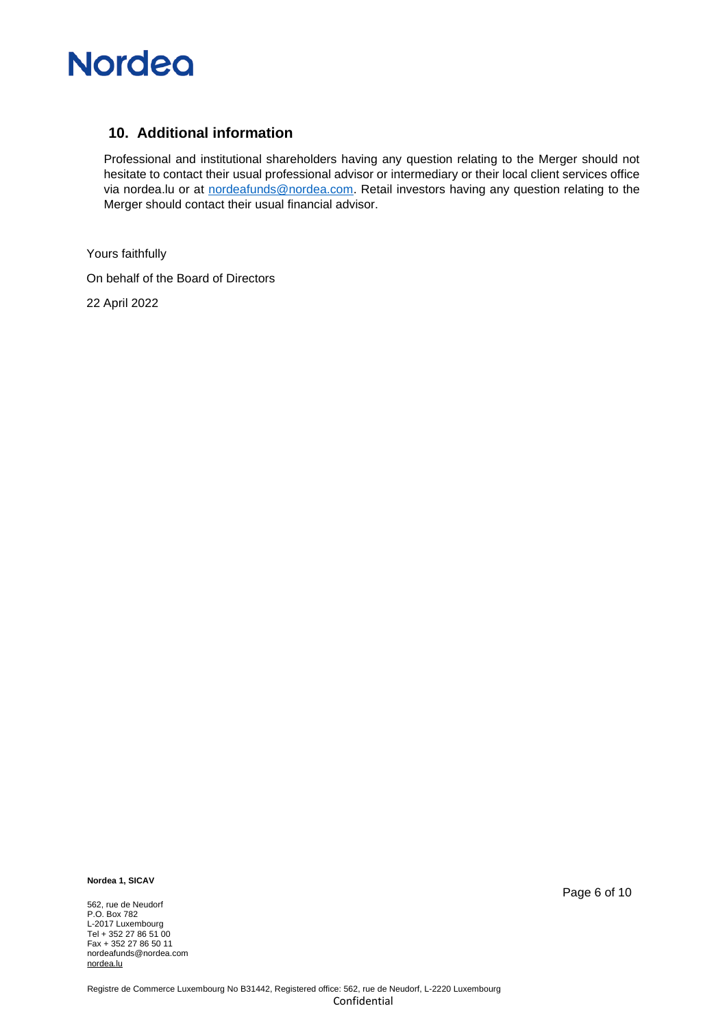## 10. Additional information

Professional and institutional shareholders having any question relating to the Merger should not hesitate to contact their usual professional advisor or intermediary or their local client services office via nordea.lu or at nordeafunds@nordea.com. Retail investors having any question relating to the Merger should contact their usual financial advisor.

Yours faithfully

On behalf of the Board of Directors

22 April 2022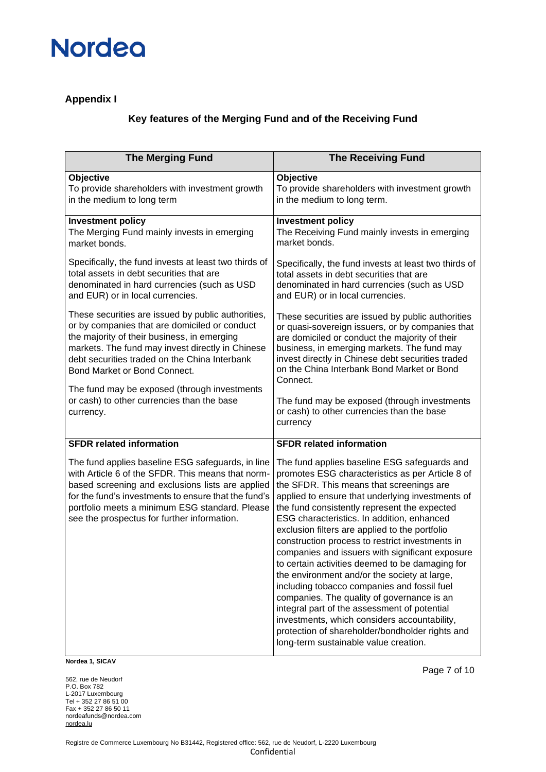Nordea

## Appendix I

### Key features of the Merging Fund and of the Receiving Fund

| The Merging Fund | The Receiving Fund |
|---|---|
| **Objective**<br>To provide shareholders with investment growth in the medium to long term | **Objective**<br>To provide shareholders with investment growth in the medium to long term. |
| **Investment policy**<br>The Merging Fund mainly invests in emerging market bonds.<br><br>Specifically, the fund invests at least two thirds of total assets in debt securities that are denominated in hard currencies (such as USD and EUR) or in local currencies.<br><br>These securities are issued by public authorities, or by companies that are domiciled or conduct the majority of their business, in emerging markets. The fund may invest directly in Chinese debt securities traded on the China Interbank Bond Market or Bond Connect.<br><br>The fund may be exposed (through investments or cash) to other currencies than the base currency. | **Investment policy**<br>The Receiving Fund mainly invests in emerging market bonds.<br><br>Specifically, the fund invests at least two thirds of total assets in debt securities that are denominated in hard currencies (such as USD and EUR) or in local currencies.<br><br>These securities are issued by public authorities or quasi-sovereign issuers, or by companies that are domiciled or conduct the majority of their business, in emerging markets. The fund may invest directly in Chinese debt securities traded on the China Interbank Bond Market or Bond Connect.<br><br>The fund may be exposed (through investments or cash) to other currencies than the base currency |
| **SFDR related information**<br><br>The fund applies baseline ESG safeguards, in line with Article 6 of the SFDR. This means that norm-based screening and exclusions lists are applied for the fund's investments to ensure that the fund's portfolio meets a minimum ESG standard. Please see the prospectus for further information. | **SFDR related information**<br><br>The fund applies baseline ESG safeguards and promotes ESG characteristics as per Article 8 of the SFDR. This means that screenings are applied to ensure that underlying investments of the fund consistently represent the expected ESG characteristics. In addition, enhanced exclusion filters are applied to the portfolio construction process to restrict investments in companies and issuers with significant exposure to certain activities deemed to be damaging for the environment and/or the society at large, including tobacco companies and fossil fuel companies. The quality of governance is an integral part of the assessment of potential investments, which considers accountability, protection of shareholder/bondholder rights and long-term sustainable value creation. |

**Nordea 1, SICAV**

562, rue de Neudorf
P.O. Box 782
L-2017 Luxembourg
Tel + 352 27 86 51 00
Fax + 352 27 86 50 11
nordeafunds@nordea.com
nordea.lu

Registre de Commerce Luxembourg No B31442, Registered office: 562, rue de Neudorf, L-2220 Luxembourg
Confidential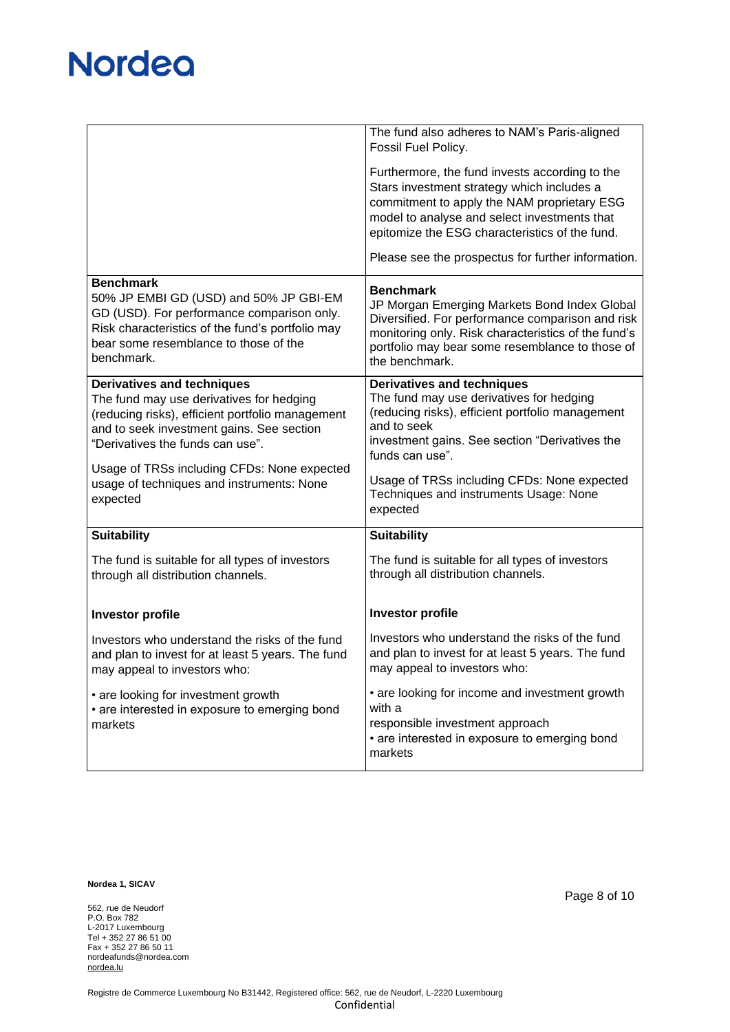| | |
|---|---|
| | The fund also adheres to NAM's Paris-aligned Fossil Fuel Policy.<br><br>Furthermore, the fund invests according to the Stars investment strategy which includes a commitment to apply the NAM proprietary ESG model to analyse and select investments that epitomize the ESG characteristics of the fund.<br><br>Please see the prospectus for further information. |
| **Benchmark**<br>50% JP EMBI GD (USD) and 50% JP GBI-EM GD (USD). For performance comparison only. Risk characteristics of the fund's portfolio may bear some resemblance to those of the benchmark. | **Benchmark**<br>JP Morgan Emerging Markets Bond Index Global Diversified. For performance comparison and risk monitoring only. Risk characteristics of the fund's portfolio may bear some resemblance to those of the benchmark. |
| **Derivatives and techniques**<br>The fund may use derivatives for hedging (reducing risks), efficient portfolio management and to seek investment gains. See section "Derivatives the funds can use".<br><br>Usage of TRSs including CFDs: None expected usage of techniques and instruments: None expected | **Derivatives and techniques**<br>The fund may use derivatives for hedging (reducing risks), efficient portfolio management and to seek investment gains. See section "Derivatives the funds can use".<br><br>Usage of TRSs including CFDs: None expected Techniques and instruments Usage: None expected |
| **Suitability**<br><br>The fund is suitable for all types of investors through all distribution channels.<br><br>**Investor profile**<br><br>Investors who understand the risks of the fund and plan to invest for at least 5 years. The fund may appeal to investors who:<br><br>• are looking for investment growth<br>• are interested in exposure to emerging bond markets | **Suitability**<br><br>The fund is suitable for all types of investors through all distribution channels.<br><br>**Investor profile**<br><br>Investors who understand the risks of the fund and plan to invest for at least 5 years. The fund may appeal to investors who:<br><br>• are looking for income and investment growth with a responsible investment approach<br>• are interested in exposure to emerging bond markets |

**Nordea 1, SICAV**

562, rue de Neudorf
P.O. Box 782
L-2017 Luxembourg
Tel + 352 27 86 51 00
Fax + 352 27 86 50 11
nordeafunds@nordea.com
nordea.lu

Registre de Commerce Luxembourg No B31442, Registered office: 562, rue de Neudorf, L-2220 Luxembourg
Confidential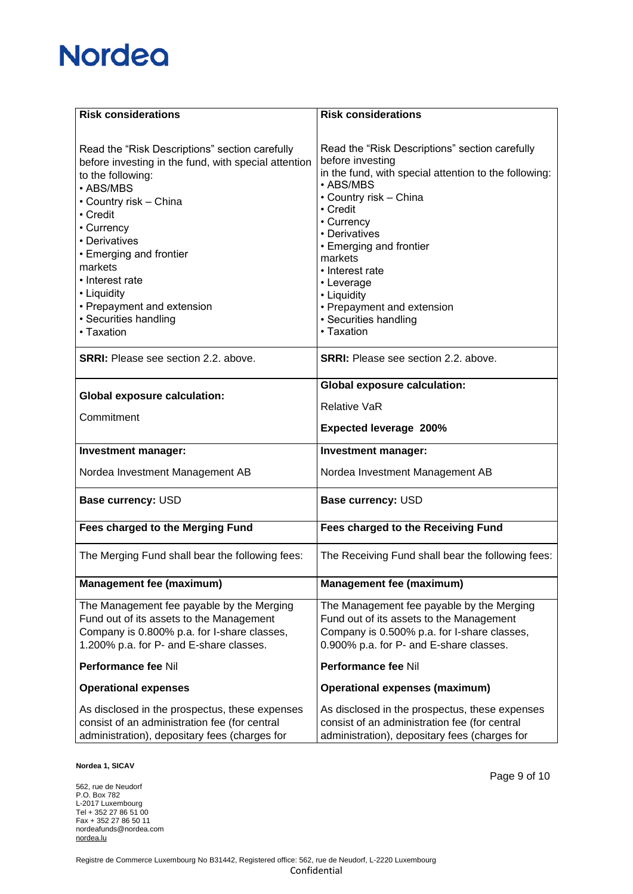| Risk considerations | Risk considerations |
| --- | --- |
| Read the "Risk Descriptions" section carefully before investing in the fund, with special attention to the following:<br>• ABS/MBS<br>• Country risk – China<br>• Credit<br>• Currency<br>• Derivatives<br>• Emerging and frontier markets<br>• Interest rate<br>• Liquidity<br>• Prepayment and extension<br>• Securities handling<br>• Taxation | Read the "Risk Descriptions" section carefully before investing in the fund, with special attention to the following:<br>• ABS/MBS<br>• Country risk – China<br>• Credit<br>• Currency<br>• Derivatives<br>• Emerging and frontier markets<br>• Interest rate<br>• Leverage<br>• Liquidity<br>• Prepayment and extension<br>• Securities handling<br>• Taxation |
| **SRRI:** Please see section 2.2. above. | **SRRI:** Please see section 2.2. above. |
| **Global exposure calculation:**<br>Commitment | **Global exposure calculation:**<br>Relative VaR<br>**Expected leverage 200%** |
| **Investment manager:**<br>Nordea Investment Management AB | **Investment manager:**<br>Nordea Investment Management AB |
| **Base currency:** USD | **Base currency:** USD |
| **Fees charged to the Merging Fund** | **Fees charged to the Receiving Fund** |
| The Merging Fund shall bear the following fees: | The Receiving Fund shall bear the following fees: |
| **Management fee (maximum)** | **Management fee (maximum)** |
| The Management fee payable by the Merging Fund out of its assets to the Management Company is 0.800% p.a. for I-share classes, 1.200% p.a. for P- and E-share classes.<br>**Performance fee** Nil<br>**Operational expenses**<br>As disclosed in the prospectus, these expenses consist of an administration fee (for central administration), depositary fees (charges for | The Management fee payable by the Merging Fund out of its assets to the Management Company is 0.500% p.a. for I-share classes, 0.900% p.a. for P- and E-share classes.<br>**Performance fee** Nil<br>**Operational expenses (maximum)**<br>As disclosed in the prospectus, these expenses consist of an administration fee (for central administration), depositary fees (charges for |

**Nordea 1, SICAV**

562, rue de Neudorf
P.O. Box 782
L-2017 Luxembourg
Tel + 352 27 86 51 00
Fax + 352 27 86 50 11
nordeafunds@nordea.com
nordea.lu

Registre de Commerce Luxembourg No B31442, Registered office: 562, rue de Neudorf, L-2220 Luxembourg
Confidential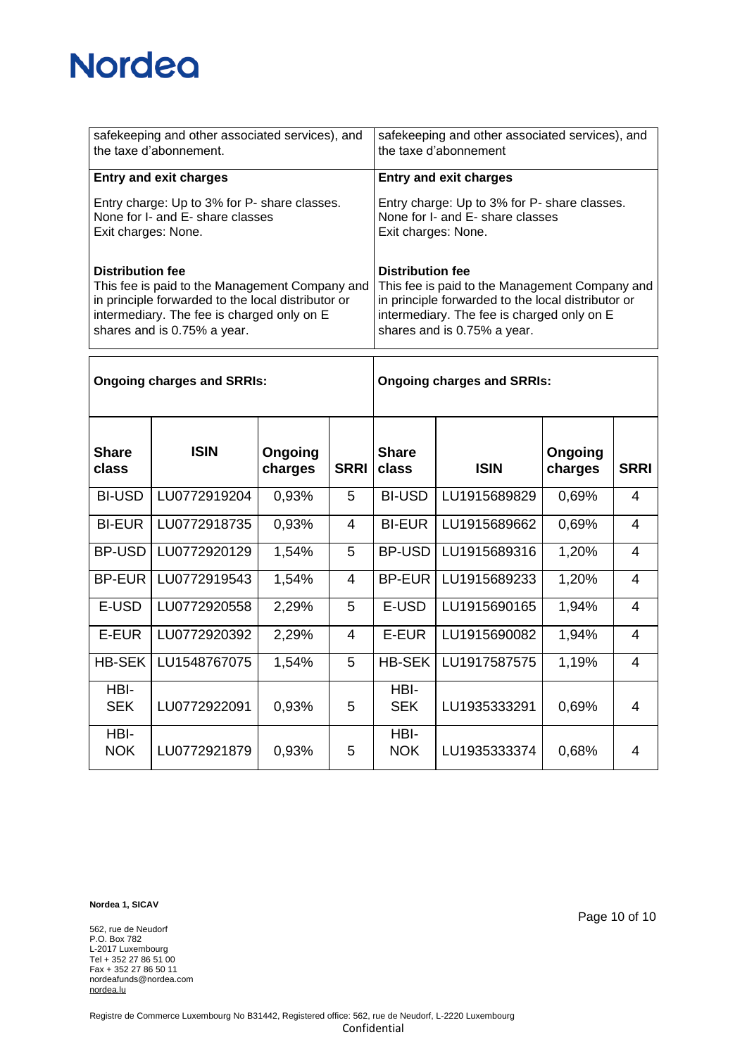| | |
|---|---|
| safekeeping and other associated services), and the taxe d'abonnement. | safekeeping and other associated services), and the taxe d'abonnement |
| **Entry and exit charges**<br><br>Entry charge: Up to 3% for P- share classes. None for I- and E- share classes<br>Exit charges: None.<br><br>**Distribution fee**<br>This fee is paid to the Management Company and in principle forwarded to the local distributor or intermediary. The fee is charged only on E shares and is 0.75% a year. | **Entry and exit charges**<br><br>Entry charge: Up to 3% for P- share classes. None for I- and E- share classes<br>Exit charges: None.<br><br>**Distribution fee**<br>This fee is paid to the Management Company and in principle forwarded to the local distributor or intermediary. The fee is charged only on E shares and is 0.75% a year. |

| **Ongoing charges and SRRIs:** | | | | **Ongoing charges and SRRIs:** | | | |
|---|---|---|---|---|---|---|---|
| **Share class** | **ISIN** | **Ongoing charges** | **SRRI** | **Share class** | **ISIN** | **Ongoing charges** | **SRRI** |
| BI-USD | LU0772919204 | 0,93% | 5 | BI-USD | LU1915689829 | 0,69% | 4 |
| BI-EUR | LU0772918735 | 0,93% | 4 | BI-EUR | LU1915689662 | 0,69% | 4 |
| BP-USD | LU0772920129 | 1,54% | 5 | BP-USD | LU1915689316 | 1,20% | 4 |
| BP-EUR | LU0772919543 | 1,54% | 4 | BP-EUR | LU1915689233 | 1,20% | 4 |
| E-USD | LU0772920558 | 2,29% | 5 | E-USD | LU1915690165 | 1,94% | 4 |
| E-EUR | LU0772920392 | 2,29% | 4 | E-EUR | LU1915690082 | 1,94% | 4 |
| HB-SEK | LU1548767075 | 1,54% | 5 | HB-SEK | LU1917587575 | 1,19% | 4 |
| HBI-SEK | LU0772922091 | 0,93% | 5 | HBI-SEK | LU1935333291 | 0,69% | 4 |
| HBI-NOK | LU0772921879 | 0,93% | 5 | HBI-NOK | LU1935333374 | 0,68% | 4 |

**Nordea 1, SICAV**

562, rue de Neudorf
P.O. Box 782
L-2017 Luxembourg
Tel + 352 27 86 51 00
Fax + 352 27 86 50 11
nordeafunds@nordea.com
nordea.lu

Registre de Commerce Luxembourg No B31442, Registered office: 562, rue de Neudorf, L-2220 Luxembourg

Confidential